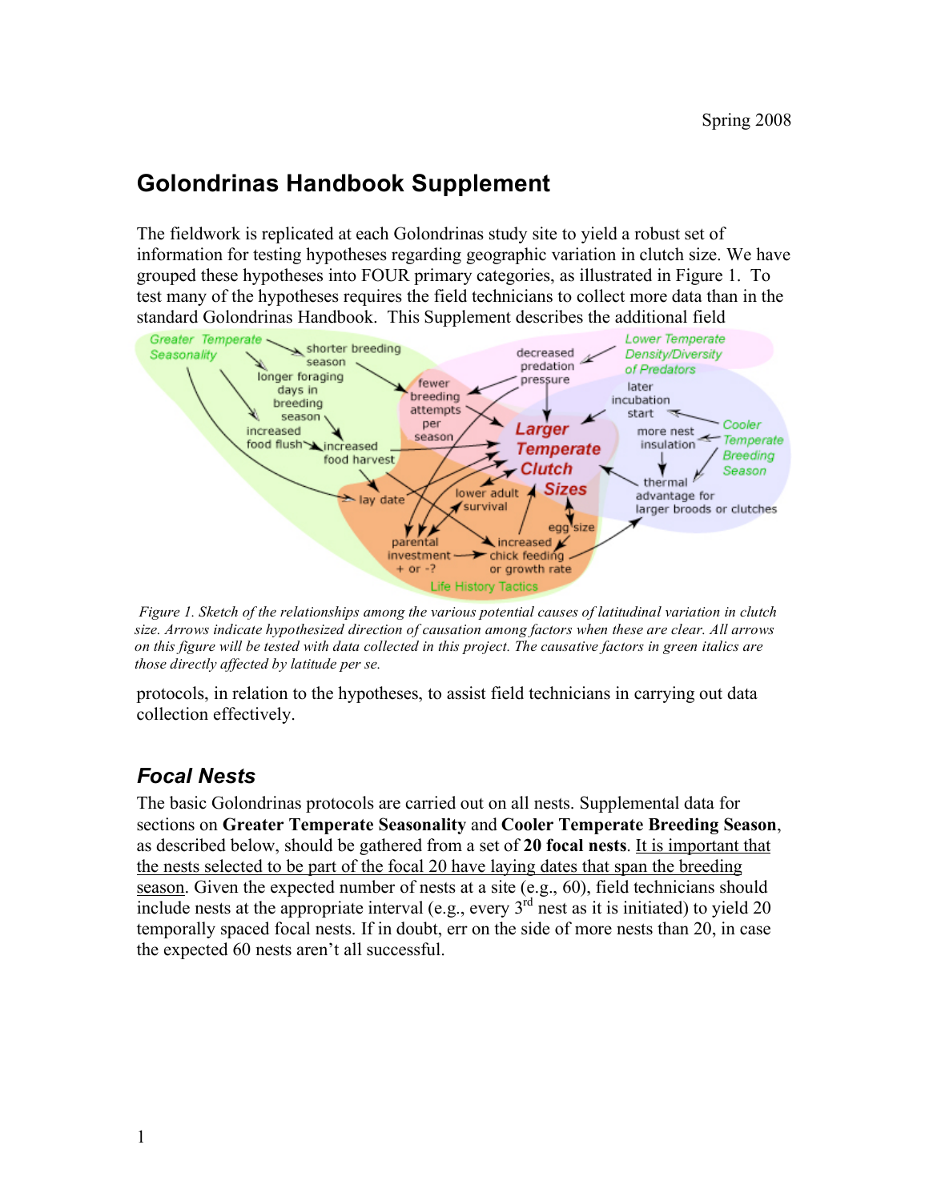Spring 2008

# Golondrinas Handbook Supplement

The fieldwork is replicated at each Golondrinas study site to yield a robust set of information for testing hypotheses regarding geographic variation in clutch size. We have grouped these hypotheses into FOUR primary categories, as illustrated in Figure 1. To test many of the hypotheses requires the field technicians to collect more data than in the standard Golondrinas Handbook. This Supplement describes the additional field protocols, in relation to the hypotheses, to assist field technicians in carrying out data collection effectively.

*Figure 1. Sketch of the relationships among the various potential causes of latitudinal variation in clutch size. Arrows indicate hypothesized direction of causation among factors when these are clear. All arrows on this figure will be tested with data collected in this project. The causative factors in green italics are those directly affected by latitude per se.*

## Focal Nests

The basic Golondrinas protocols are carried out on all nests. Supplemental data for sections on **Greater Temperate Seasonality** and **Cooler Temperate Breeding Season**, as described below, should be gathered from a set of **20 focal nests**. It is important that the nests selected to be part of the focal 20 have laying dates that span the breeding season. Given the expected number of nests at a site (e.g., 60), field technicians should include nests at the appropriate interval (e.g., every 3rd nest as it is initiated) to yield 20 temporally spaced focal nests. If in doubt, err on the side of more nests than 20, in case the expected 60 nests aren't all successful.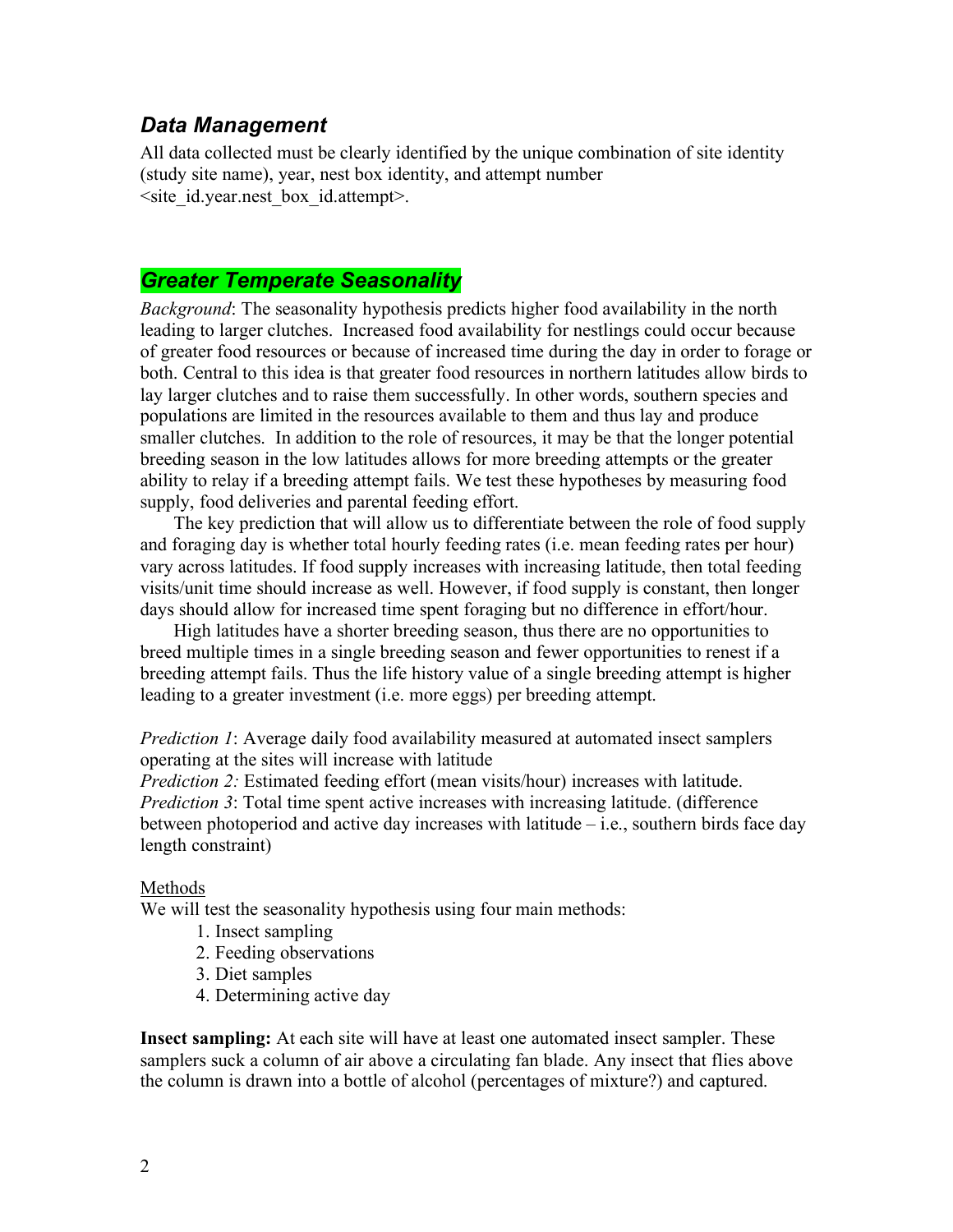## *Data Management*

All data collected must be clearly identified by the unique combination of site identity (study site name), year, nest box identity, and attempt number <site_id.year.nest_box_id.attempt>.

## *Greater Temperate Seasonality*

*Background*: The seasonality hypothesis predicts higher food availability in the north leading to larger clutches. Increased food availability for nestlings could occur because of greater food resources or because of increased time during the day in order to forage or both. Central to this idea is that greater food resources in northern latitudes allow birds to lay larger clutches and to raise them successfully. In other words, southern species and populations are limited in the resources available to them and thus lay and produce smaller clutches. In addition to the role of resources, it may be that the longer potential breeding season in the low latitudes allows for more breeding attempts or the greater ability to relay if a breeding attempt fails. We test these hypotheses by measuring food supply, food deliveries and parental feeding effort.

The key prediction that will allow us to differentiate between the role of food supply and foraging day is whether total hourly feeding rates (i.e. mean feeding rates per hour) vary across latitudes. If food supply increases with increasing latitude, then total feeding visits/unit time should increase as well. However, if food supply is constant, then longer days should allow for increased time spent foraging but no difference in effort/hour.

High latitudes have a shorter breeding season, thus there are no opportunities to breed multiple times in a single breeding season and fewer opportunities to renest if a breeding attempt fails. Thus the life history value of a single breeding attempt is higher leading to a greater investment (i.e. more eggs) per breeding attempt.

*Prediction 1*: Average daily food availability measured at automated insect samplers operating at the sites will increase with latitude
*Prediction 2:* Estimated feeding effort (mean visits/hour) increases with latitude.
*Prediction 3*: Total time spent active increases with increasing latitude. (difference between photoperiod and active day increases with latitude – i.e., southern birds face day length constraint)

Methods

We will test the seasonality hypothesis using four main methods:

1. Insect sampling
2. Feeding observations
3. Diet samples
4. Determining active day

**Insect sampling:** At each site will have at least one automated insect sampler. These samplers suck a column of air above a circulating fan blade. Any insect that flies above the column is drawn into a bottle of alcohol (percentages of mixture?) and captured.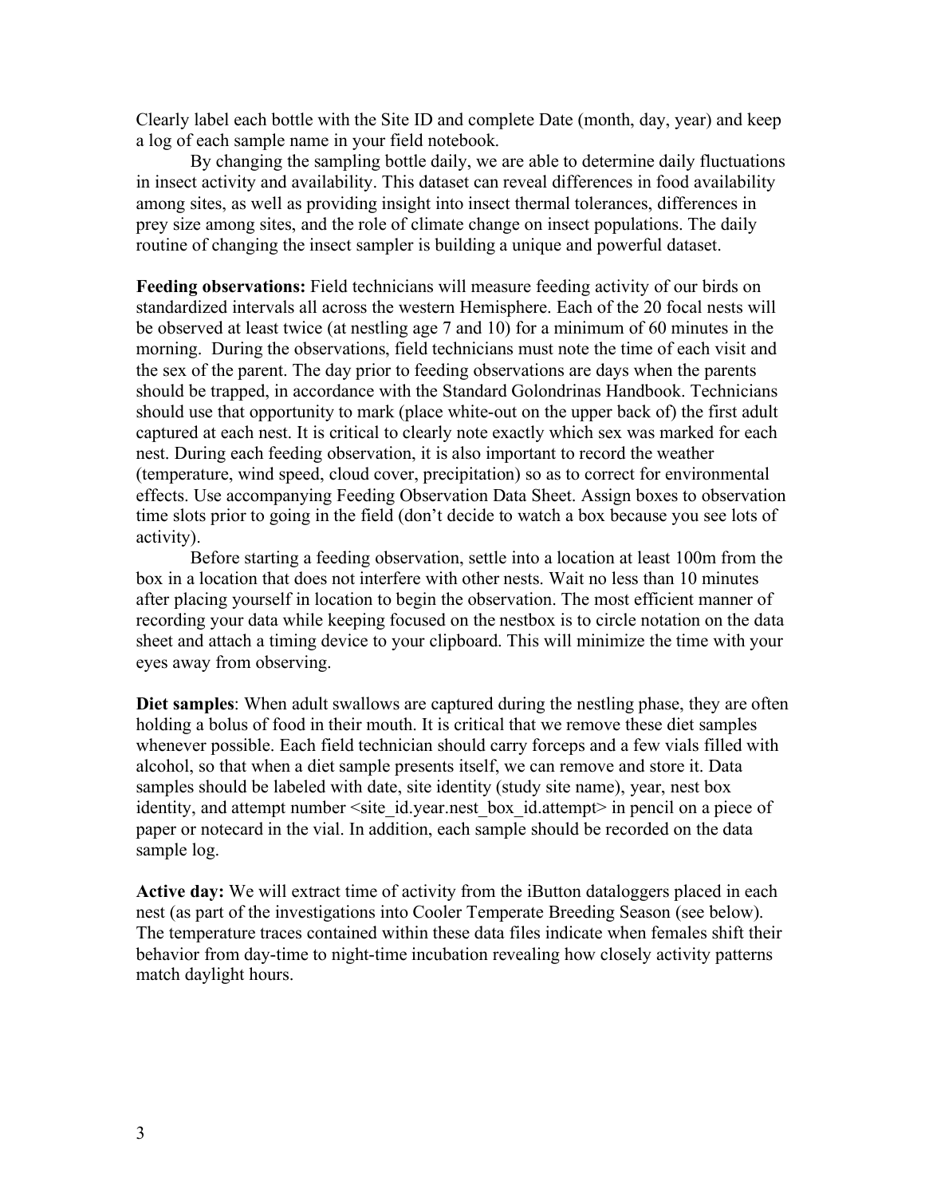Clearly label each bottle with the Site ID and complete Date (month, day, year) and keep a log of each sample name in your field notebook.

By changing the sampling bottle daily, we are able to determine daily fluctuations in insect activity and availability. This dataset can reveal differences in food availability among sites, as well as providing insight into insect thermal tolerances, differences in prey size among sites, and the role of climate change on insect populations. The daily routine of changing the insect sampler is building a unique and powerful dataset.

**Feeding observations:** Field technicians will measure feeding activity of our birds on standardized intervals all across the western Hemisphere. Each of the 20 focal nests will be observed at least twice (at nestling age 7 and 10) for a minimum of 60 minutes in the morning. During the observations, field technicians must note the time of each visit and the sex of the parent. The day prior to feeding observations are days when the parents should be trapped, in accordance with the Standard Golondrinas Handbook. Technicians should use that opportunity to mark (place white-out on the upper back of) the first adult captured at each nest. It is critical to clearly note exactly which sex was marked for each nest. During each feeding observation, it is also important to record the weather (temperature, wind speed, cloud cover, precipitation) so as to correct for environmental effects. Use accompanying Feeding Observation Data Sheet. Assign boxes to observation time slots prior to going in the field (don't decide to watch a box because you see lots of activity).

Before starting a feeding observation, settle into a location at least 100m from the box in a location that does not interfere with other nests. Wait no less than 10 minutes after placing yourself in location to begin the observation. The most efficient manner of recording your data while keeping focused on the nestbox is to circle notation on the data sheet and attach a timing device to your clipboard. This will minimize the time with your eyes away from observing.

**Diet samples**: When adult swallows are captured during the nestling phase, they are often holding a bolus of food in their mouth. It is critical that we remove these diet samples whenever possible. Each field technician should carry forceps and a few vials filled with alcohol, so that when a diet sample presents itself, we can remove and store it. Data samples should be labeled with date, site identity (study site name), year, nest box identity, and attempt number <site_id.year.nest_box_id.attempt> in pencil on a piece of paper or notecard in the vial. In addition, each sample should be recorded on the data sample log.

**Active day:** We will extract time of activity from the iButton dataloggers placed in each nest (as part of the investigations into Cooler Temperate Breeding Season (see below). The temperature traces contained within these data files indicate when females shift their behavior from day-time to night-time incubation revealing how closely activity patterns match daylight hours.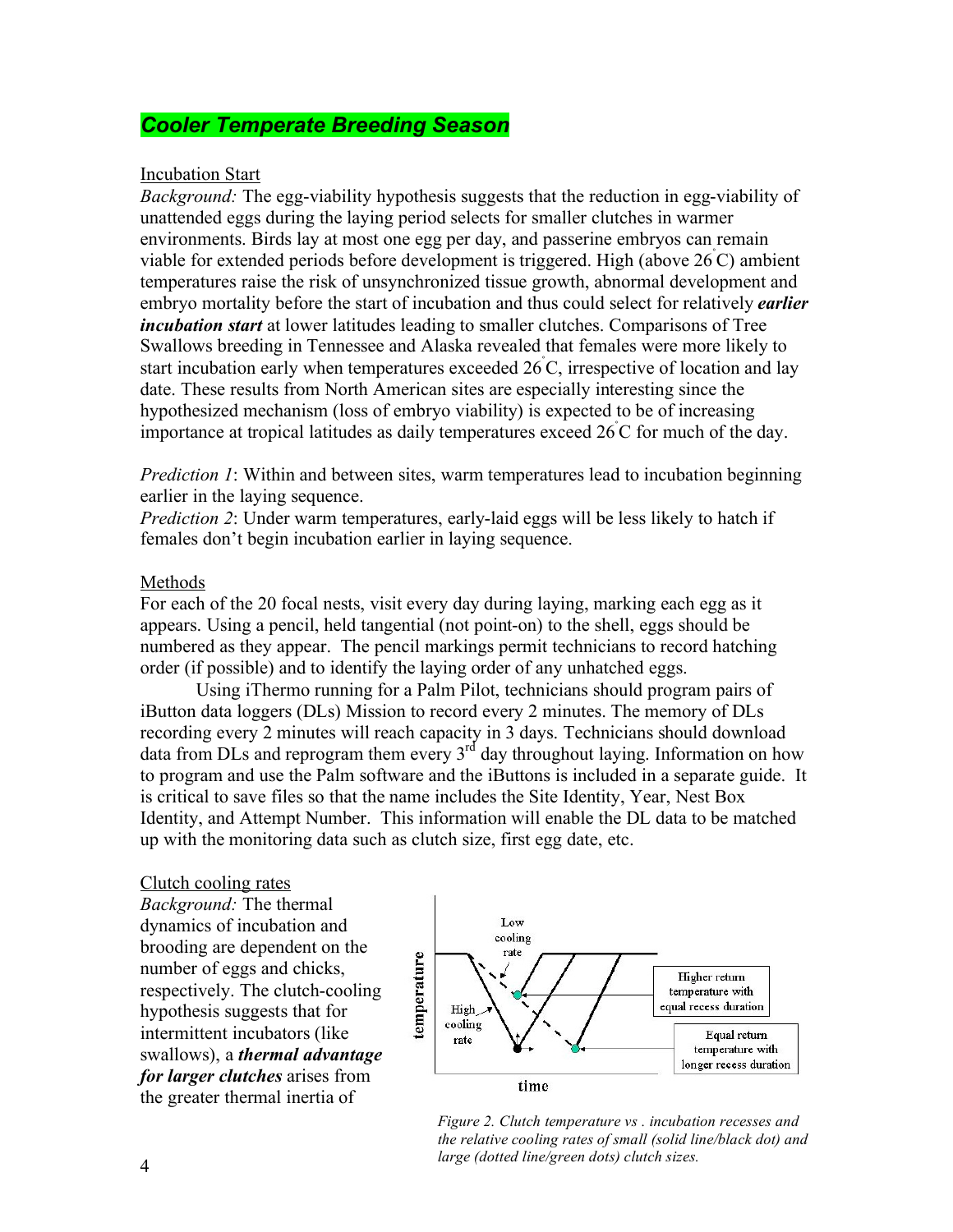## *Cooler Temperate Breeding Season*

### Incubation Start

*Background:* The egg-viability hypothesis suggests that the reduction in egg-viability of unattended eggs during the laying period selects for smaller clutches in warmer environments. Birds lay at most one egg per day, and passerine embryos can remain viable for extended periods before development is triggered. High (above 26°C) ambient temperatures raise the risk of unsynchronized tissue growth, abnormal development and embryo mortality before the start of incubation and thus could select for relatively ***earlier incubation start*** at lower latitudes leading to smaller clutches. Comparisons of Tree Swallows breeding in Tennessee and Alaska revealed that females were more likely to start incubation early when temperatures exceeded 26°C, irrespective of location and lay date. These results from North American sites are especially interesting since the hypothesized mechanism (loss of embryo viability) is expected to be of increasing importance at tropical latitudes as daily temperatures exceed 26°C for much of the day.

*Prediction 1*: Within and between sites, warm temperatures lead to incubation beginning earlier in the laying sequence.

*Prediction 2*: Under warm temperatures, early-laid eggs will be less likely to hatch if females don't begin incubation earlier in laying sequence.

### Methods

For each of the 20 focal nests, visit every day during laying, marking each egg as it appears. Using a pencil, held tangential (not point-on) to the shell, eggs should be numbered as they appear. The pencil markings permit technicians to record hatching order (if possible) and to identify the laying order of any unhatched eggs.

Using iThermo running for a Palm Pilot, technicians should program pairs of iButton data loggers (DLs) Mission to record every 2 minutes. The memory of DLs recording every 2 minutes will reach capacity in 3 days. Technicians should download data from DLs and reprogram them every 3rd day throughout laying. Information on how to program and use the Palm software and the iButtons is included in a separate guide. It is critical to save files so that the name includes the Site Identity, Year, Nest Box Identity, and Attempt Number. This information will enable the DL data to be matched up with the monitoring data such as clutch size, first egg date, etc.

### Clutch cooling rates

*Background:* The thermal dynamics of incubation and brooding are dependent on the number of eggs and chicks, respectively. The clutch-cooling hypothesis suggests that for intermittent incubators (like swallows), a ***thermal advantage for larger clutches*** arises from the greater thermal inertia of

*Figure 2. Clutch temperature vs . incubation recesses and the relative cooling rates of small (solid line/black dot) and large (dotted line/green dots) clutch sizes.*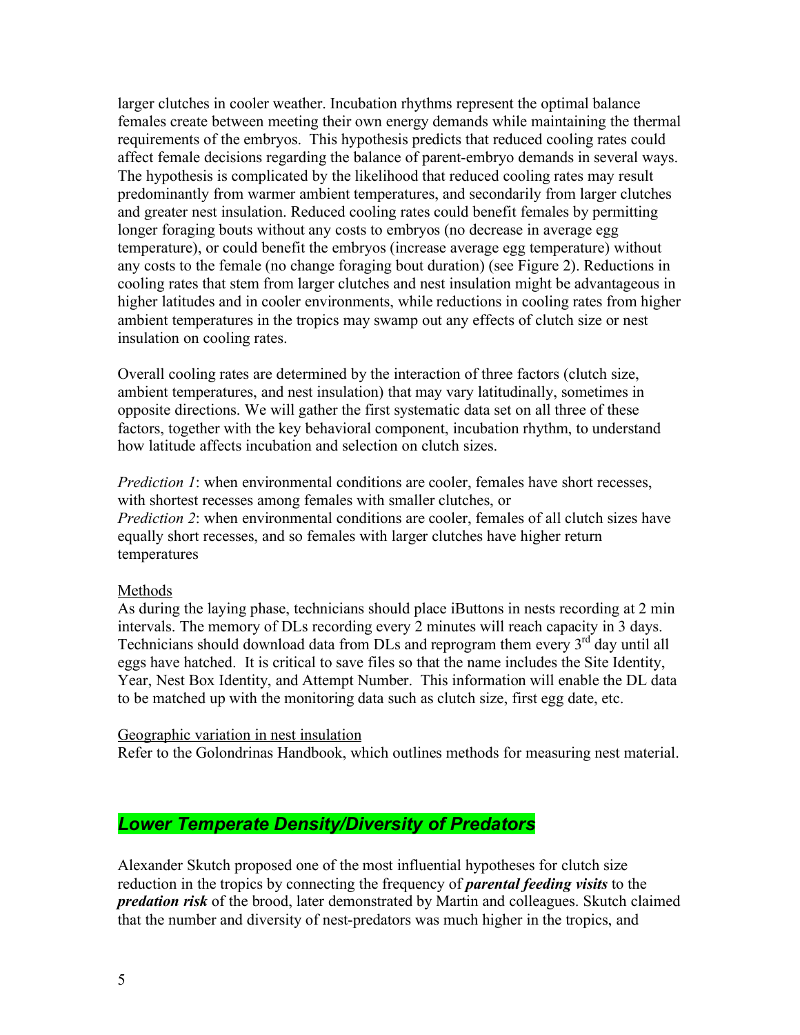larger clutches in cooler weather. Incubation rhythms represent the optimal balance females create between meeting their own energy demands while maintaining the thermal requirements of the embryos. This hypothesis predicts that reduced cooling rates could affect female decisions regarding the balance of parent-embryo demands in several ways. The hypothesis is complicated by the likelihood that reduced cooling rates may result predominantly from warmer ambient temperatures, and secondarily from larger clutches and greater nest insulation. Reduced cooling rates could benefit females by permitting longer foraging bouts without any costs to embryos (no decrease in average egg temperature), or could benefit the embryos (increase average egg temperature) without any costs to the female (no change foraging bout duration) (see Figure 2). Reductions in cooling rates that stem from larger clutches and nest insulation might be advantageous in higher latitudes and in cooler environments, while reductions in cooling rates from higher ambient temperatures in the tropics may swamp out any effects of clutch size or nest insulation on cooling rates.

Overall cooling rates are determined by the interaction of three factors (clutch size, ambient temperatures, and nest insulation) that may vary latitudinally, sometimes in opposite directions. We will gather the first systematic data set on all three of these factors, together with the key behavioral component, incubation rhythm, to understand how latitude affects incubation and selection on clutch sizes.

*Prediction 1*: when environmental conditions are cooler, females have short recesses, with shortest recesses among females with smaller clutches, or
*Prediction 2*: when environmental conditions are cooler, females of all clutch sizes have equally short recesses, and so females with larger clutches have higher return temperatures

Methods

As during the laying phase, technicians should place iButtons in nests recording at 2 min intervals. The memory of DLs recording every 2 minutes will reach capacity in 3 days. Technicians should download data from DLs and reprogram them every 3rd day until all eggs have hatched. It is critical to save files so that the name includes the Site Identity, Year, Nest Box Identity, and Attempt Number. This information will enable the DL data to be matched up with the monitoring data such as clutch size, first egg date, etc.

Geographic variation in nest insulation

Refer to the Golondrinas Handbook, which outlines methods for measuring nest material.

## *Lower Temperate Density/Diversity of Predators*

Alexander Skutch proposed one of the most influential hypotheses for clutch size reduction in the tropics by connecting the frequency of ***parental feeding visits*** to the ***predation risk*** of the brood, later demonstrated by Martin and colleagues. Skutch claimed that the number and diversity of nest-predators was much higher in the tropics, and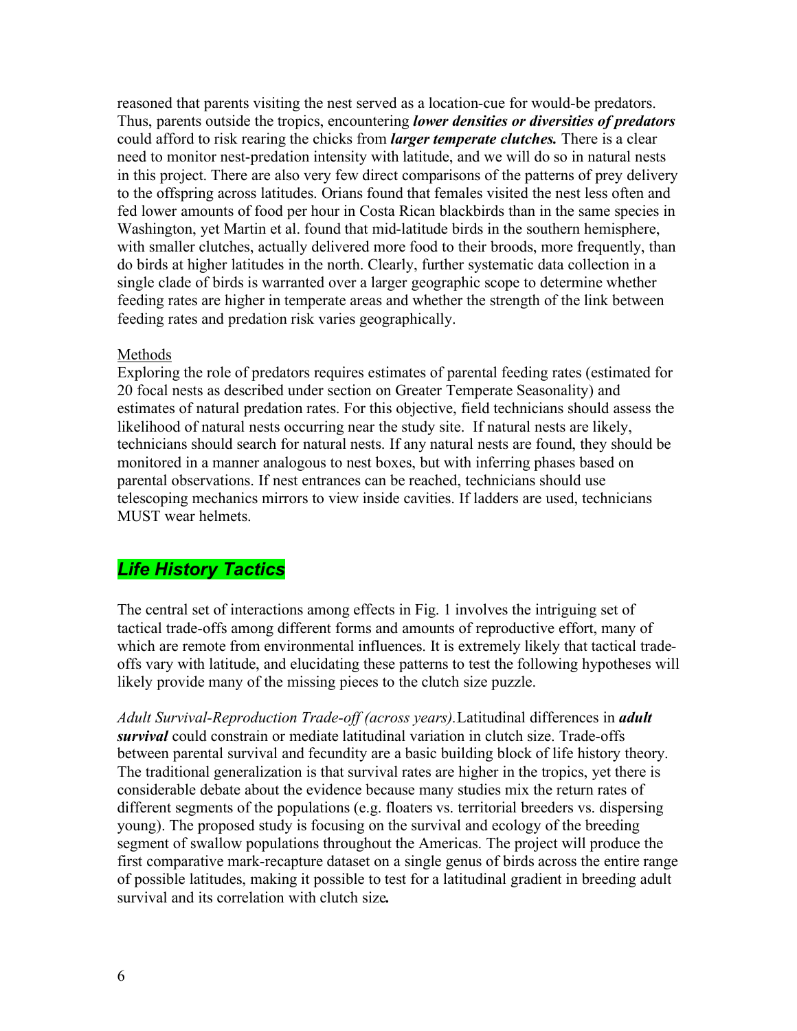reasoned that parents visiting the nest served as a location-cue for would-be predators. Thus, parents outside the tropics, encountering ***lower densities or diversities of predators*** could afford to risk rearing the chicks from ***larger temperate clutches.*** There is a clear need to monitor nest-predation intensity with latitude, and we will do so in natural nests in this project. There are also very few direct comparisons of the patterns of prey delivery to the offspring across latitudes. Orians found that females visited the nest less often and fed lower amounts of food per hour in Costa Rican blackbirds than in the same species in Washington, yet Martin et al. found that mid-latitude birds in the southern hemisphere, with smaller clutches, actually delivered more food to their broods, more frequently, than do birds at higher latitudes in the north. Clearly, further systematic data collection in a single clade of birds is warranted over a larger geographic scope to determine whether feeding rates are higher in temperate areas and whether the strength of the link between feeding rates and predation risk varies geographically.

Methods

Exploring the role of predators requires estimates of parental feeding rates (estimated for 20 focal nests as described under section on Greater Temperate Seasonality) and estimates of natural predation rates. For this objective, field technicians should assess the likelihood of natural nests occurring near the study site. If natural nests are likely, technicians should search for natural nests. If any natural nests are found, they should be monitored in a manner analogous to nest boxes, but with inferring phases based on parental observations. If nest entrances can be reached, technicians should use telescoping mechanics mirrors to view inside cavities. If ladders are used, technicians MUST wear helmets.

## *Life History Tactics*

The central set of interactions among effects in Fig. 1 involves the intriguing set of tactical trade-offs among different forms and amounts of reproductive effort, many of which are remote from environmental influences. It is extremely likely that tactical trade-offs vary with latitude, and elucidating these patterns to test the following hypotheses will likely provide many of the missing pieces to the clutch size puzzle.

*Adult Survival-Reproduction Trade-off (across years).* Latitudinal differences in ***adult survival*** could constrain or mediate latitudinal variation in clutch size. Trade-offs between parental survival and fecundity are a basic building block of life history theory. The traditional generalization is that survival rates are higher in the tropics, yet there is considerable debate about the evidence because many studies mix the return rates of different segments of the populations (e.g. floaters vs. territorial breeders vs. dispersing young). The proposed study is focusing on the survival and ecology of the breeding segment of swallow populations throughout the Americas. The project will produce the first comparative mark-recapture dataset on a single genus of birds across the entire range of possible latitudes, making it possible to test for a latitudinal gradient in breeding adult survival and its correlation with clutch size***.***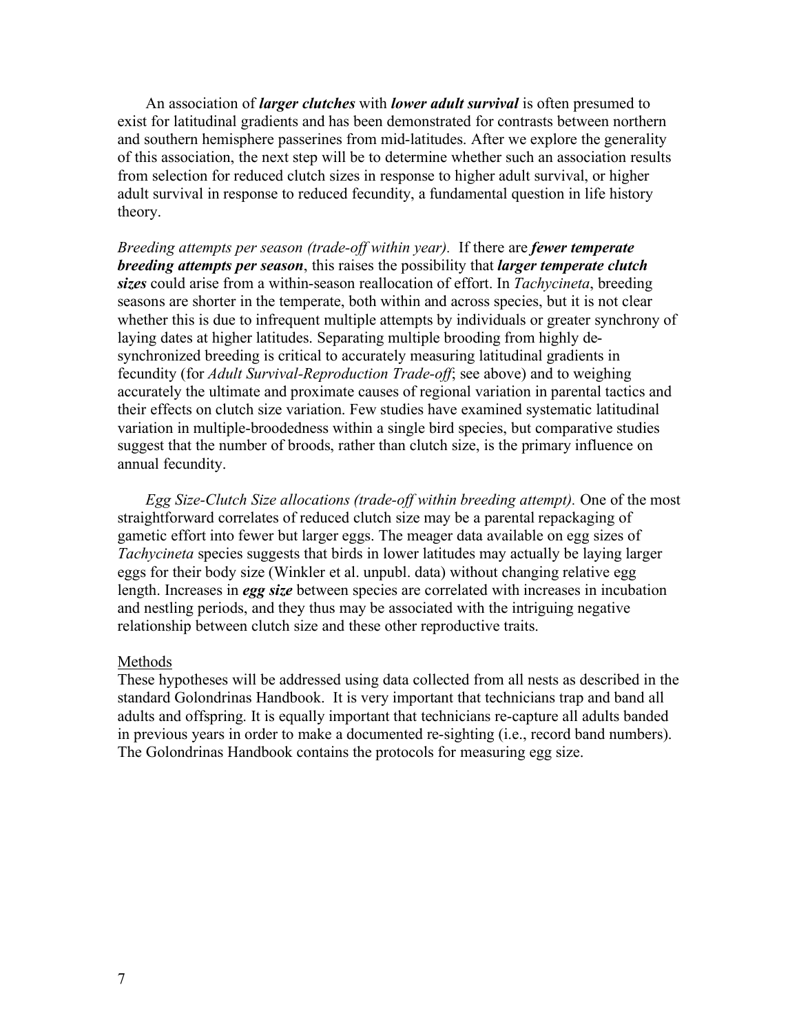An association of ***larger clutches*** with ***lower adult survival*** is often presumed to exist for latitudinal gradients and has been demonstrated for contrasts between northern and southern hemisphere passerines from mid-latitudes. After we explore the generality of this association, the next step will be to determine whether such an association results from selection for reduced clutch sizes in response to higher adult survival, or higher adult survival in response to reduced fecundity, a fundamental question in life history theory.

*Breeding attempts per season (trade-off within year).* If there are ***fewer temperate breeding attempts per season***, this raises the possibility that ***larger temperate clutch sizes*** could arise from a within-season reallocation of effort. In *Tachycineta*, breeding seasons are shorter in the temperate, both within and across species, but it is not clear whether this is due to infrequent multiple attempts by individuals or greater synchrony of laying dates at higher latitudes. Separating multiple brooding from highly de-synchronized breeding is critical to accurately measuring latitudinal gradients in fecundity (for *Adult Survival-Reproduction Trade-off*; see above) and to weighing accurately the ultimate and proximate causes of regional variation in parental tactics and their effects on clutch size variation. Few studies have examined systematic latitudinal variation in multiple-broodedness within a single bird species, but comparative studies suggest that the number of broods, rather than clutch size, is the primary influence on annual fecundity.

*Egg Size-Clutch Size allocations (trade-off within breeding attempt).* One of the most straightforward correlates of reduced clutch size may be a parental repackaging of gametic effort into fewer but larger eggs. The meager data available on egg sizes of *Tachycineta* species suggests that birds in lower latitudes may actually be laying larger eggs for their body size (Winkler et al. unpubl. data) without changing relative egg length. Increases in ***egg size*** between species are correlated with increases in incubation and nestling periods, and they thus may be associated with the intriguing negative relationship between clutch size and these other reproductive traits.

## Methods

These hypotheses will be addressed using data collected from all nests as described in the standard Golondrinas Handbook. It is very important that technicians trap and band all adults and offspring. It is equally important that technicians re-capture all adults banded in previous years in order to make a documented re-sighting (i.e., record band numbers). The Golondrinas Handbook contains the protocols for measuring egg size.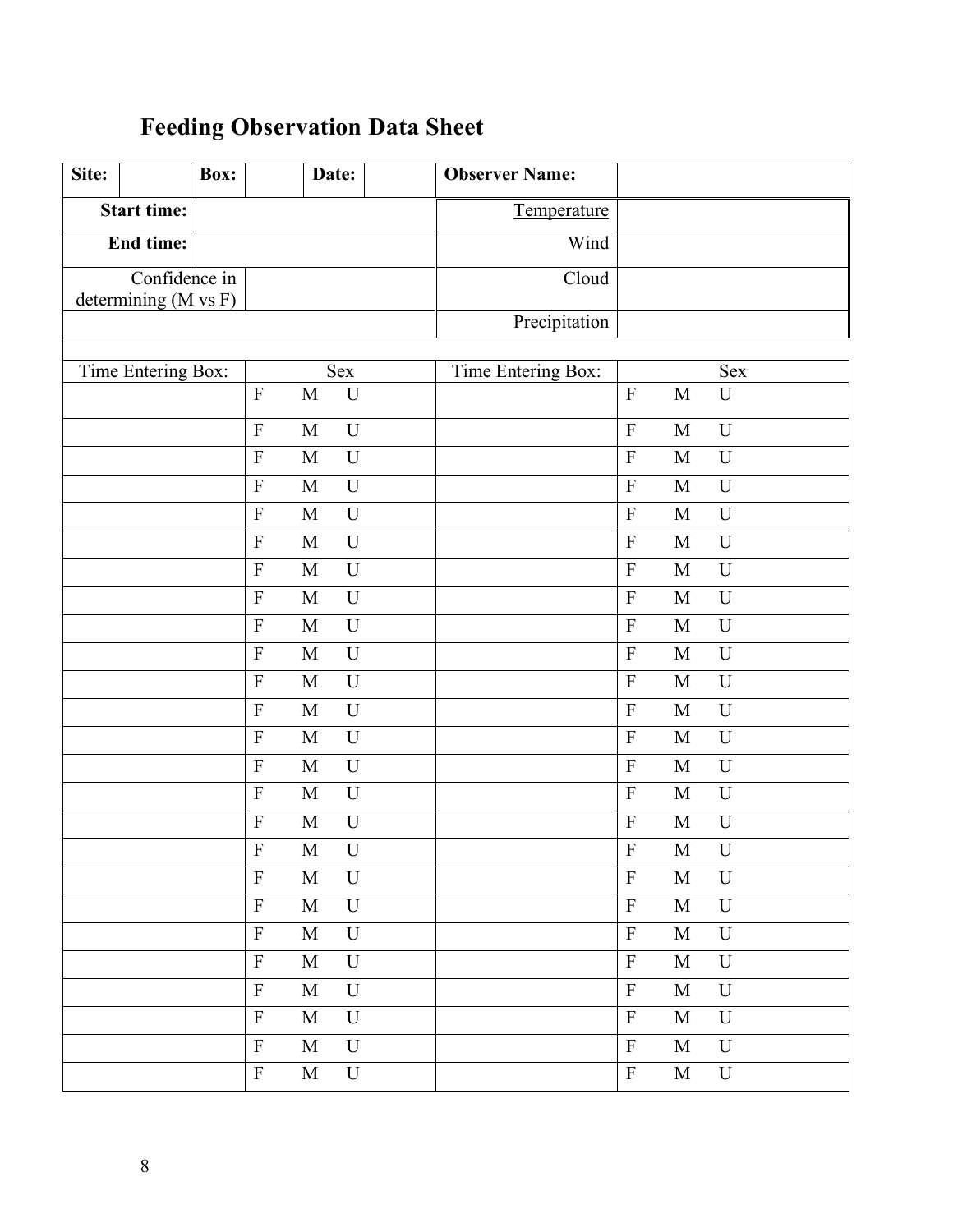# Feeding Observation Data Sheet

| Site: | | Box: | | Date: | | Observer Name: | |
|---|---|---|---|---|---|---|---|
| **Start time:** | | | | | | Temperature | |
| **End time:** | | | | | | Wind | |
| Confidence in determining (M vs F) | | | | | | Cloud | |
| | | | | | | Precipitation | |

| Time Entering Box: | Sex | Time Entering Box: | Sex |
|---|---|---|---|
| | F M U | | F M U |
| | F M U | | F M U |
| | F M U | | F M U |
| | F M U | | F M U |
| | F M U | | F M U |
| | F M U | | F M U |
| | F M U | | F M U |
| | F M U | | F M U |
| | F M U | | F M U |
| | F M U | | F M U |
| | F M U | | F M U |
| | F M U | | F M U |
| | F M U | | F M U |
| | F M U | | F M U |
| | F M U | | F M U |
| | F M U | | F M U |
| | F M U | | F M U |
| | F M U | | F M U |
| | F M U | | F M U |
| | F M U | | F M U |
| | F M U | | F M U |
| | F M U | | F M U |
| | F M U | | F M U |
| | F M U | | F M U |
| | F M U | | F M U |